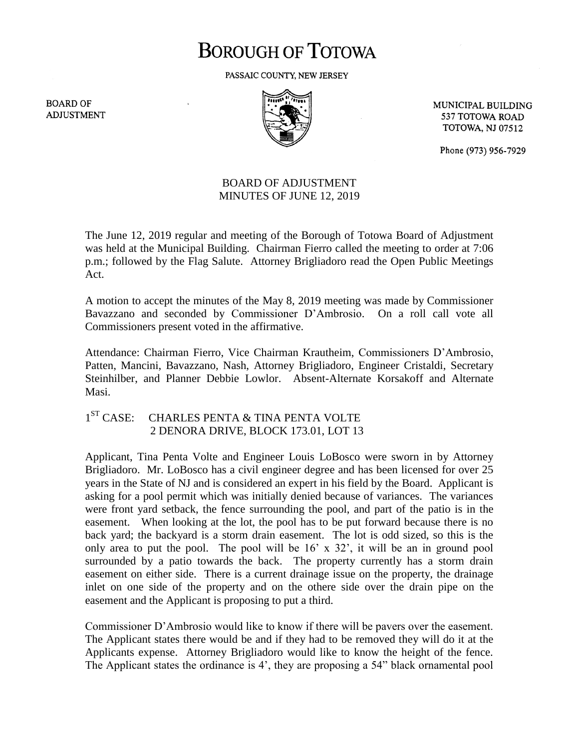# BOROUGH OF TOTOWA

PASSAIC COUNTY, NEW JERSEY

BOARD OF ADJUSTMENT

MUNICIPAL BUILDING
537 TOTOWA ROAD
TOTOWA, NJ 07512

Phone (973) 956-7929

BOARD OF ADJUSTMENT
MINUTES OF JUNE 12, 2019

The June 12, 2019 regular and meeting of the Borough of Totowa Board of Adjustment was held at the Municipal Building. Chairman Fierro called the meeting to order at 7:06 p.m.; followed by the Flag Salute. Attorney Brigliadoro read the Open Public Meetings Act.

A motion to accept the minutes of the May 8, 2019 meeting was made by Commissioner Bavazzano and seconded by Commissioner D'Ambrosio. On a roll call vote all Commissioners present voted in the affirmative.

Attendance: Chairman Fierro, Vice Chairman Krautheim, Commissioners D'Ambrosio, Patten, Mancini, Bavazzano, Nash, Attorney Brigliadoro, Engineer Cristaldi, Secretary Steinhilber, and Planner Debbie Lowlor. Absent-Alternate Korsakoff and Alternate Masi.

1ST CASE: CHARLES PENTA & TINA PENTA VOLTE
2 DENORA DRIVE, BLOCK 173.01, LOT 13

Applicant, Tina Penta Volte and Engineer Louis LoBosco were sworn in by Attorney Brigliadoro. Mr. LoBosco has a civil engineer degree and has been licensed for over 25 years in the State of NJ and is considered an expert in his field by the Board. Applicant is asking for a pool permit which was initially denied because of variances. The variances were front yard setback, the fence surrounding the pool, and part of the patio is in the easement. When looking at the lot, the pool has to be put forward because there is no back yard; the backyard is a storm drain easement. The lot is odd sized, so this is the only area to put the pool. The pool will be 16' x 32', it will be an in ground pool surrounded by a patio towards the back. The property currently has a storm drain easement on either side. There is a current drainage issue on the property, the drainage inlet on one side of the property and on the othere side over the drain pipe on the easement and the Applicant is proposing to put a third.

Commissioner D'Ambrosio would like to know if there will be pavers over the easement. The Applicant states there would be and if they had to be removed they will do it at the Applicants expense. Attorney Brigliadoro would like to know the height of the fence. The Applicant states the ordinance is 4', they are proposing a 54" black ornamental pool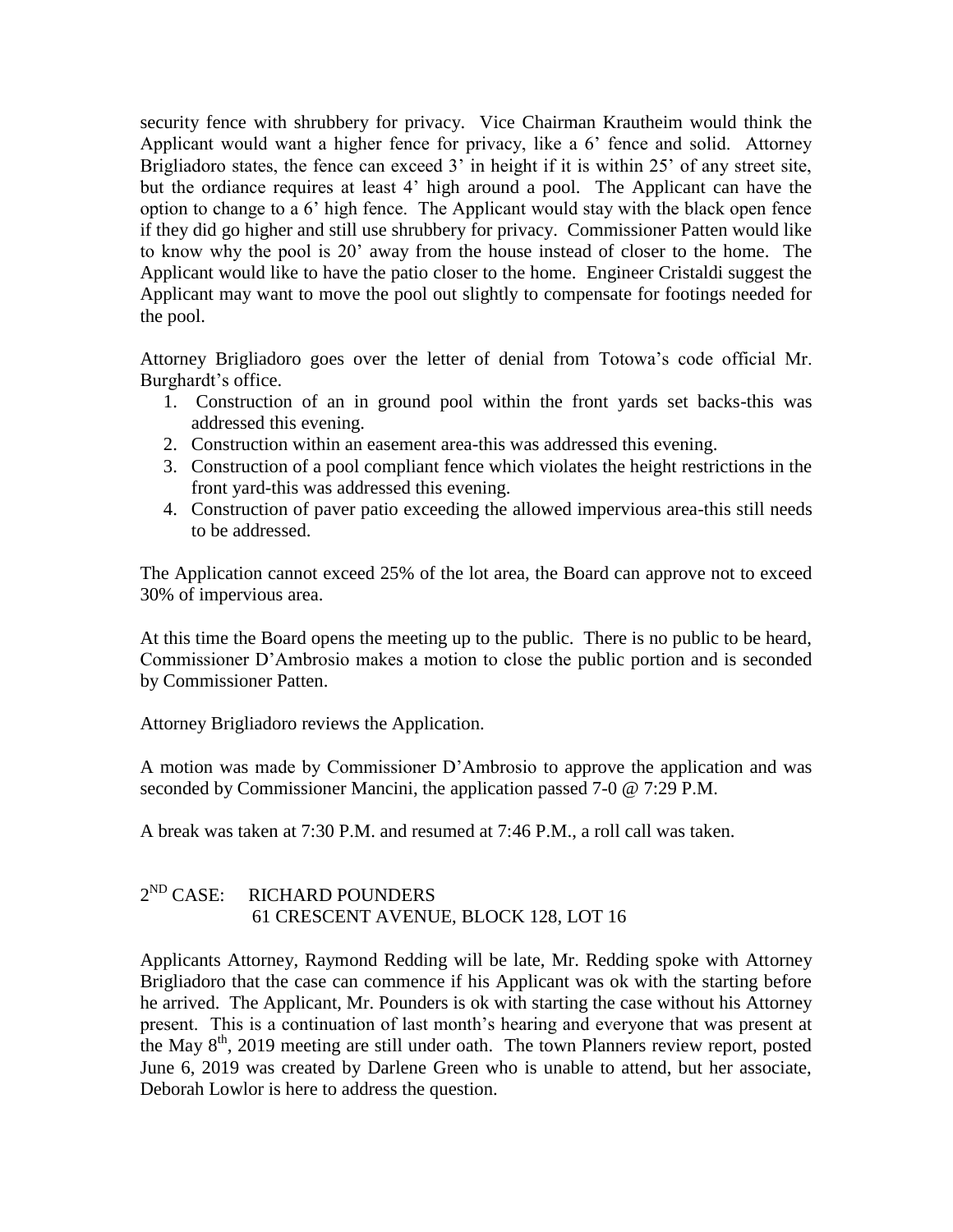security fence with shrubbery for privacy. Vice Chairman Krautheim would think the Applicant would want a higher fence for privacy, like a 6' fence and solid. Attorney Brigliadoro states, the fence can exceed 3' in height if it is within 25' of any street site, but the ordiance requires at least 4' high around a pool. The Applicant can have the option to change to a 6' high fence. The Applicant would stay with the black open fence if they did go higher and still use shrubbery for privacy. Commissioner Patten would like to know why the pool is 20' away from the house instead of closer to the home. The Applicant would like to have the patio closer to the home. Engineer Cristaldi suggest the Applicant may want to move the pool out slightly to compensate for footings needed for the pool.

Attorney Brigliadoro goes over the letter of denial from Totowa's code official Mr. Burghardt's office.

1. Construction of an in ground pool within the front yards set backs-this was addressed this evening.
2. Construction within an easement area-this was addressed this evening.
3. Construction of a pool compliant fence which violates the height restrictions in the front yard-this was addressed this evening.
4. Construction of paver patio exceeding the allowed impervious area-this still needs to be addressed.

The Application cannot exceed 25% of the lot area, the Board can approve not to exceed 30% of impervious area.

At this time the Board opens the meeting up to the public. There is no public to be heard, Commissioner D'Ambrosio makes a motion to close the public portion and is seconded by Commissioner Patten.

Attorney Brigliadoro reviews the Application.

A motion was made by Commissioner D'Ambrosio to approve the application and was seconded by Commissioner Mancini, the application passed 7-0 @ 7:29 P.M.

A break was taken at 7:30 P.M. and resumed at 7:46 P.M., a roll call was taken.

2ND CASE: RICHARD POUNDERS
61 CRESCENT AVENUE, BLOCK 128, LOT 16

Applicants Attorney, Raymond Redding will be late, Mr. Redding spoke with Attorney Brigliadoro that the case can commence if his Applicant was ok with the starting before he arrived. The Applicant, Mr. Pounders is ok with starting the case without his Attorney present. This is a continuation of last month's hearing and everyone that was present at the May 8th, 2019 meeting are still under oath. The town Planners review report, posted June 6, 2019 was created by Darlene Green who is unable to attend, but her associate, Deborah Lowlor is here to address the question.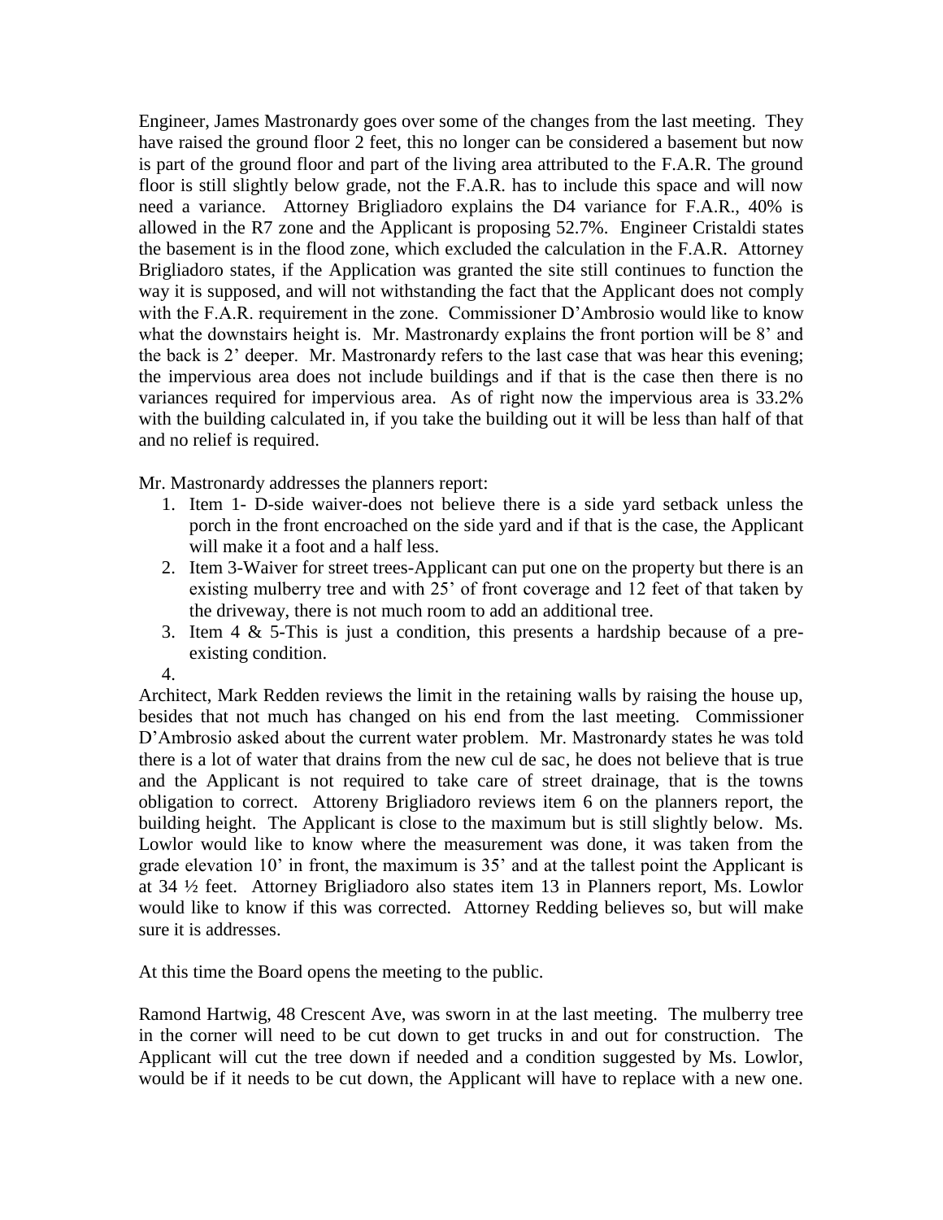Engineer, James Mastronardy goes over some of the changes from the last meeting. They have raised the ground floor 2 feet, this no longer can be considered a basement but now is part of the ground floor and part of the living area attributed to the F.A.R. The ground floor is still slightly below grade, not the F.A.R. has to include this space and will now need a variance. Attorney Brigliadoro explains the D4 variance for F.A.R., 40% is allowed in the R7 zone and the Applicant is proposing 52.7%. Engineer Cristaldi states the basement is in the flood zone, which excluded the calculation in the F.A.R. Attorney Brigliadoro states, if the Application was granted the site still continues to function the way it is supposed, and will not withstanding the fact that the Applicant does not comply with the F.A.R. requirement in the zone. Commissioner D'Ambrosio would like to know what the downstairs height is. Mr. Mastronardy explains the front portion will be 8' and the back is 2' deeper. Mr. Mastronardy refers to the last case that was hear this evening; the impervious area does not include buildings and if that is the case then there is no variances required for impervious area. As of right now the impervious area is 33.2% with the building calculated in, if you take the building out it will be less than half of that and no relief is required.

Mr. Mastronardy addresses the planners report:

1. Item 1- D-side waiver-does not believe there is a side yard setback unless the porch in the front encroached on the side yard and if that is the case, the Applicant will make it a foot and a half less.
2. Item 3-Waiver for street trees-Applicant can put one on the property but there is an existing mulberry tree and with 25' of front coverage and 12 feet of that taken by the driveway, there is not much room to add an additional tree.
3. Item 4 & 5-This is just a condition, this presents a hardship because of a pre-existing condition.
4.

Architect, Mark Redden reviews the limit in the retaining walls by raising the house up, besides that not much has changed on his end from the last meeting. Commissioner D'Ambrosio asked about the current water problem. Mr. Mastronardy states he was told there is a lot of water that drains from the new cul de sac, he does not believe that is true and the Applicant is not required to take care of street drainage, that is the towns obligation to correct. Attoreny Brigliadoro reviews item 6 on the planners report, the building height. The Applicant is close to the maximum but is still slightly below. Ms. Lowlor would like to know where the measurement was done, it was taken from the grade elevation 10' in front, the maximum is 35' and at the tallest point the Applicant is at 34 ½ feet. Attorney Brigliadoro also states item 13 in Planners report, Ms. Lowlor would like to know if this was corrected. Attorney Redding believes so, but will make sure it is addresses.

At this time the Board opens the meeting to the public.

Ramond Hartwig, 48 Crescent Ave, was sworn in at the last meeting. The mulberry tree in the corner will need to be cut down to get trucks in and out for construction. The Applicant will cut the tree down if needed and a condition suggested by Ms. Lowlor, would be if it needs to be cut down, the Applicant will have to replace with a new one.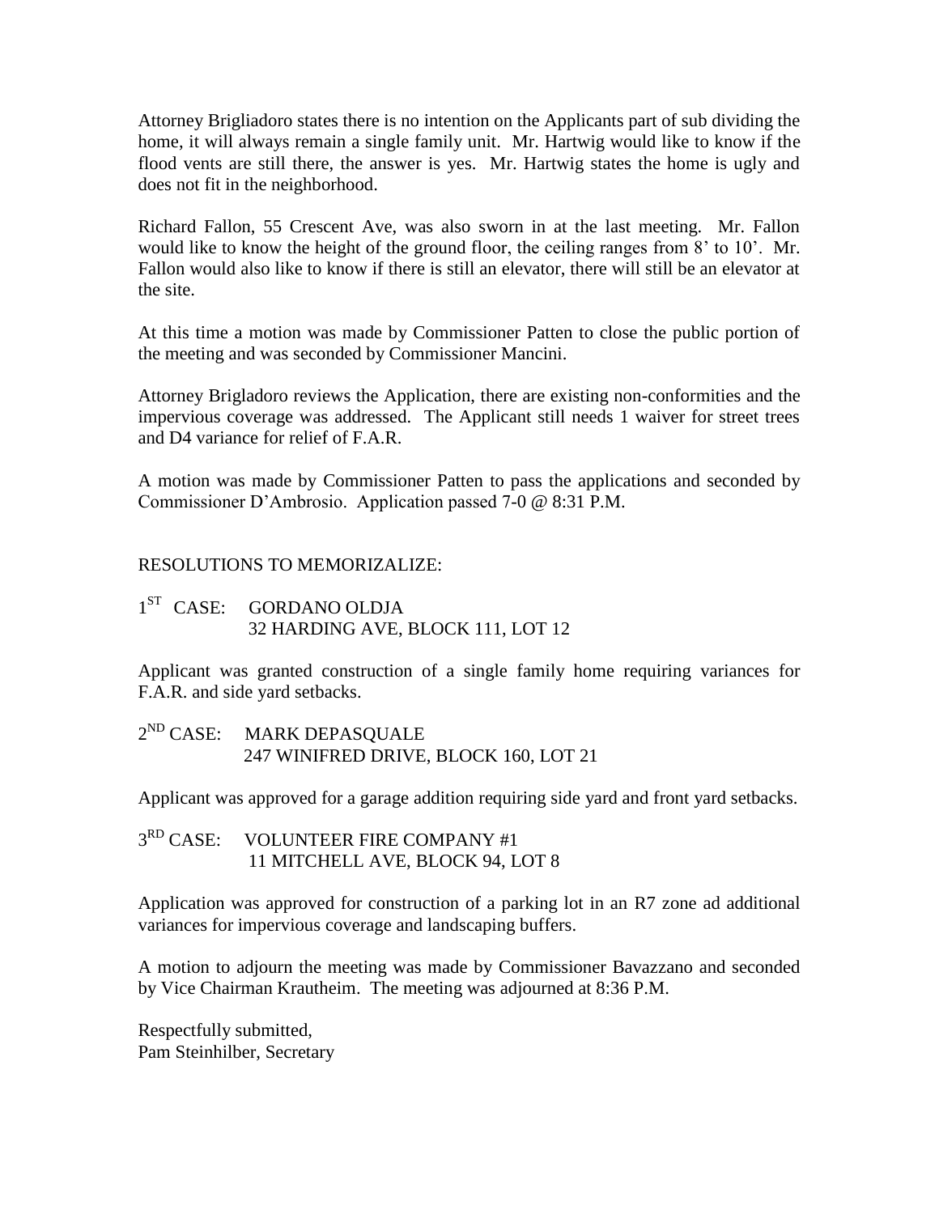Attorney Brigliadoro states there is no intention on the Applicants part of sub dividing the home, it will always remain a single family unit. Mr. Hartwig would like to know if the flood vents are still there, the answer is yes. Mr. Hartwig states the home is ugly and does not fit in the neighborhood.

Richard Fallon, 55 Crescent Ave, was also sworn in at the last meeting. Mr. Fallon would like to know the height of the ground floor, the ceiling ranges from 8' to 10'. Mr. Fallon would also like to know if there is still an elevator, there will still be an elevator at the site.

At this time a motion was made by Commissioner Patten to close the public portion of the meeting and was seconded by Commissioner Mancini.

Attorney Brigladoro reviews the Application, there are existing non-conformities and the impervious coverage was addressed. The Applicant still needs 1 waiver for street trees and D4 variance for relief of F.A.R.

A motion was made by Commissioner Patten to pass the applications and seconded by Commissioner D'Ambrosio. Application passed 7-0 @ 8:31 P.M.

RESOLUTIONS TO MEMORIZALIZE:

1ST CASE: GORDANO OLDJA
32 HARDING AVE, BLOCK 111, LOT 12

Applicant was granted construction of a single family home requiring variances for F.A.R. and side yard setbacks.

2ND CASE: MARK DEPASQUALE
247 WINIFRED DRIVE, BLOCK 160, LOT 21

Applicant was approved for a garage addition requiring side yard and front yard setbacks.

3RD CASE: VOLUNTEER FIRE COMPANY #1
11 MITCHELL AVE, BLOCK 94, LOT 8

Application was approved for construction of a parking lot in an R7 zone ad additional variances for impervious coverage and landscaping buffers.

A motion to adjourn the meeting was made by Commissioner Bavazzano and seconded by Vice Chairman Krautheim. The meeting was adjourned at 8:36 P.M.

Respectfully submitted,
Pam Steinhilber, Secretary